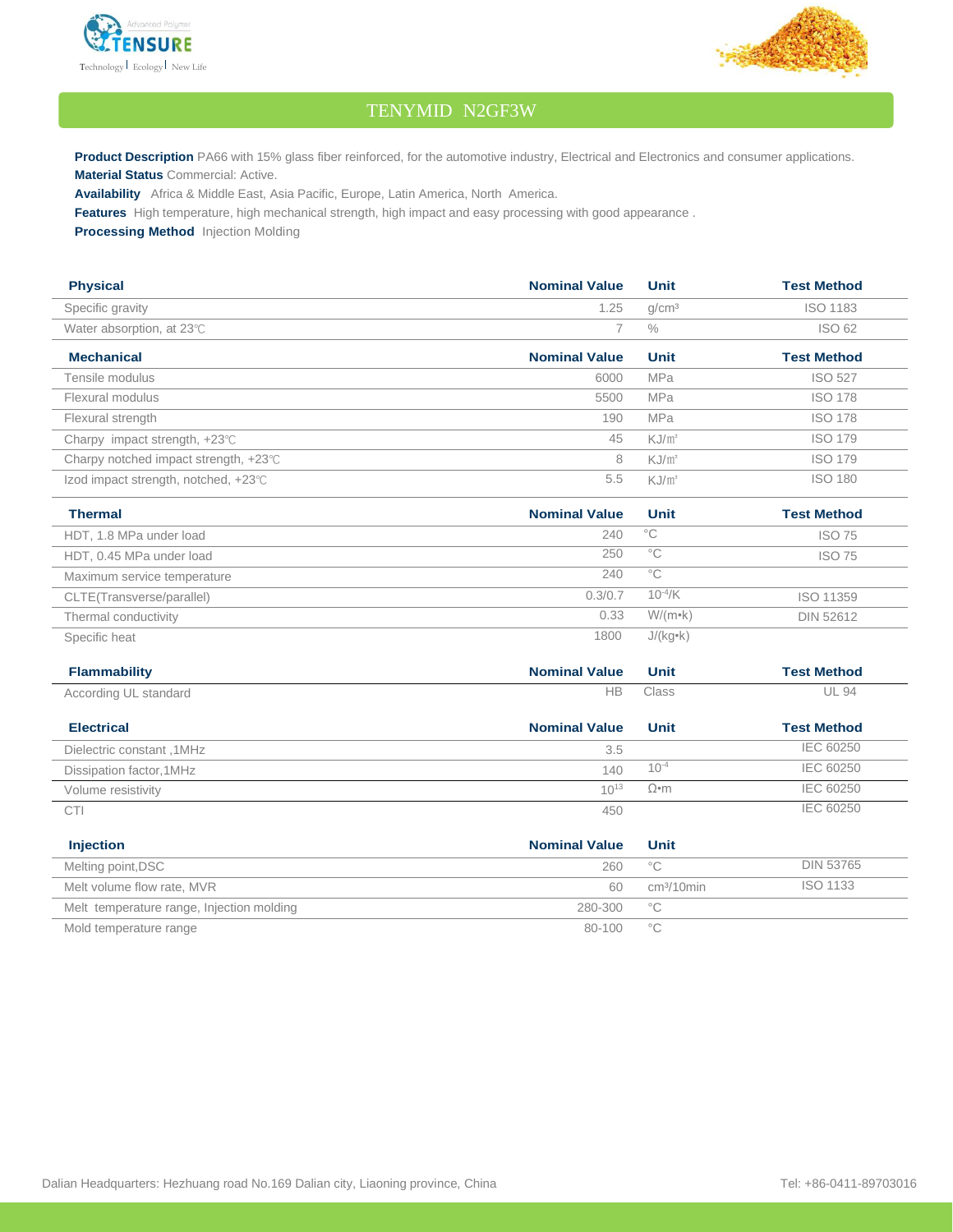# TENYMID N2GF3W

**Product Description** PA66 with 15% glass fiber reinforced, for the automotive industry, Electrical and Electronics and consumer applications.
**Material Status** Commercial: Active.
**Availability** Africa & Middle East, Asia Pacific, Europe, Latin America, North America.
**Features** High temperature, high mechanical strength, high impact and easy processing with good appearance .
**Processing Method** Injection Molding

| Physical | Nominal Value | Unit | Test Method |
|---|---|---|---|
| Specific gravity | 1.25 | g/cm³ | ISO 1183 |
| Water absorption, at 23℃ | 7 | % | ISO 62 |

| Mechanical | Nominal Value | Unit | Test Method |
|---|---|---|---|
| Tensile modulus | 6000 | MPa | ISO 527 |
| Flexural modulus | 5500 | MPa | ISO 178 |
| Flexural strength | 190 | MPa | ISO 178 |
| Charpy impact strength, +23℃ | 45 | KJ/㎡ | ISO 179 |
| Charpy notched impact strength, +23℃ | 8 | KJ/㎡ | ISO 179 |
| Izod impact strength, notched, +23℃ | 5.5 | KJ/㎡ | ISO 180 |

| Thermal | Nominal Value | Unit | Test Method |
|---|---|---|---|
| HDT, 1.8 MPa under load | 240 | °C | ISO 75 |
| HDT, 0.45 MPa under load | 250 | °C | ISO 75 |
| Maximum service temperature | 240 | °C | |
| CLTE(Transverse/parallel) | 0.3/0.7 | $10^{-4}$/K | ISO 11359 |
| Thermal conductivity | 0.33 | W/(m•k) | DIN 52612 |
| Specific heat | 1800 | J/(kg•k) | |

| Flammability | Nominal Value | Unit | Test Method |
|---|---|---|---|
| According UL standard | HB | Class | UL 94 |

| Electrical | Nominal Value | Unit | Test Method |
|---|---|---|---|
| Dielectric constant ,1MHz | 3.5 | | IEC 60250 |
| Dissipation factor,1MHz | 140 | $10^{-4}$ | IEC 60250 |
| Volume resistivity | $10^{13}$ | Ω•m | IEC 60250 |
| CTI | 450 | | IEC 60250 |

| Injection | Nominal Value | Unit | |
|---|---|---|---|
| Melting point,DSC | 260 | °C | DIN 53765 |
| Melt volume flow rate, MVR | 60 | cm³/10min | ISO 1133 |
| Melt temperature range, Injection molding | 280-300 | °C | |
| Mold temperature range | 80-100 | °C | |

Dalian Headquarters: Hezhuang road No.169 Dalian city, Liaoning province, China

Tel: +86-0411-89703016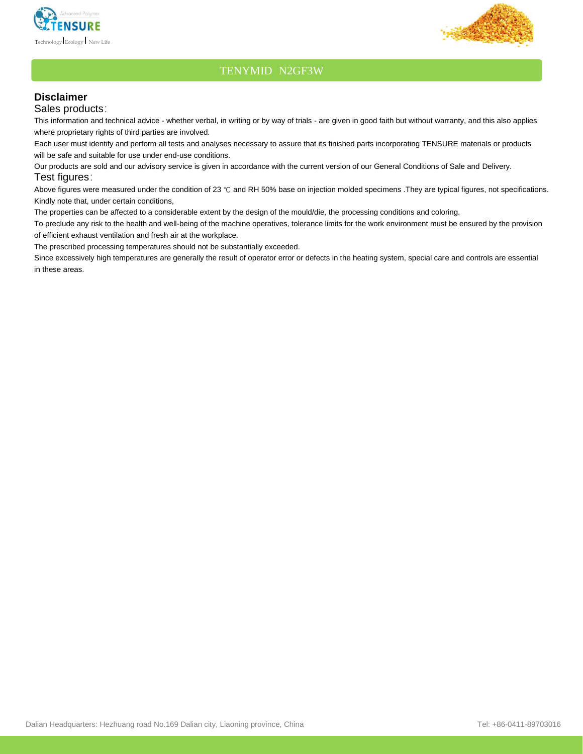## TENYMID N2GF3W

### Disclaimer

Sales products:

This information and technical advice - whether verbal, in writing or by way of trials - are given in good faith but without warranty, and this also applies where proprietary rights of third parties are involved.

Each user must identify and perform all tests and analyses necessary to assure that its finished parts incorporating TENSURE materials or products will be safe and suitable for use under end-use conditions.

Our products are sold and our advisory service is given in accordance with the current version of our General Conditions of Sale and Delivery.

Test figures:

Above figures were measured under the condition of 23 ℃ and RH 50% base on injection molded specimens .They are typical figures, not specifications. Kindly note that, under certain conditions,

The properties can be affected to a considerable extent by the design of the mould/die, the processing conditions and coloring.

To preclude any risk to the health and well-being of the machine operatives, tolerance limits for the work environment must be ensured by the provision of efficient exhaust ventilation and fresh air at the workplace.

The prescribed processing temperatures should not be substantially exceeded.

Since excessively high temperatures are generally the result of operator error or defects in the heating system, special care and controls are essential in these areas.